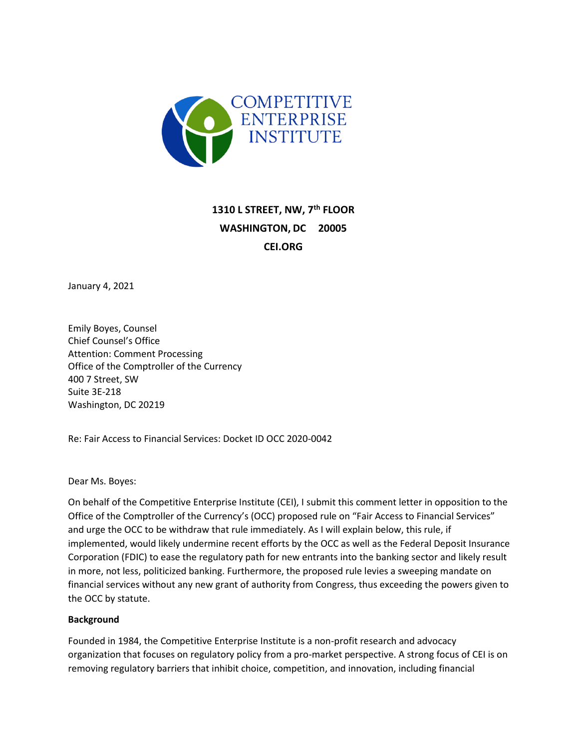COMPETITIVE ENTERPRISE INSTITUTE

**1310 L STREET, NW, 7th FLOOR**
**WASHINGTON, DC 20005**
**CEI.ORG**

January 4, 2021

Emily Boyes, Counsel
Chief Counsel's Office
Attention: Comment Processing
Office of the Comptroller of the Currency
400 7 Street, SW
Suite 3E-218
Washington, DC 20219

Re: Fair Access to Financial Services: Docket ID OCC 2020-0042

Dear Ms. Boyes:

On behalf of the Competitive Enterprise Institute (CEI), I submit this comment letter in opposition to the Office of the Comptroller of the Currency's (OCC) proposed rule on "Fair Access to Financial Services" and urge the OCC to be withdraw that rule immediately. As I will explain below, this rule, if implemented, would likely undermine recent efforts by the OCC as well as the Federal Deposit Insurance Corporation (FDIC) to ease the regulatory path for new entrants into the banking sector and likely result in more, not less, politicized banking. Furthermore, the proposed rule levies a sweeping mandate on financial services without any new grant of authority from Congress, thus exceeding the powers given to the OCC by statute.

**Background**

Founded in 1984, the Competitive Enterprise Institute is a non-profit research and advocacy organization that focuses on regulatory policy from a pro-market perspective. A strong focus of CEI is on removing regulatory barriers that inhibit choice, competition, and innovation, including financial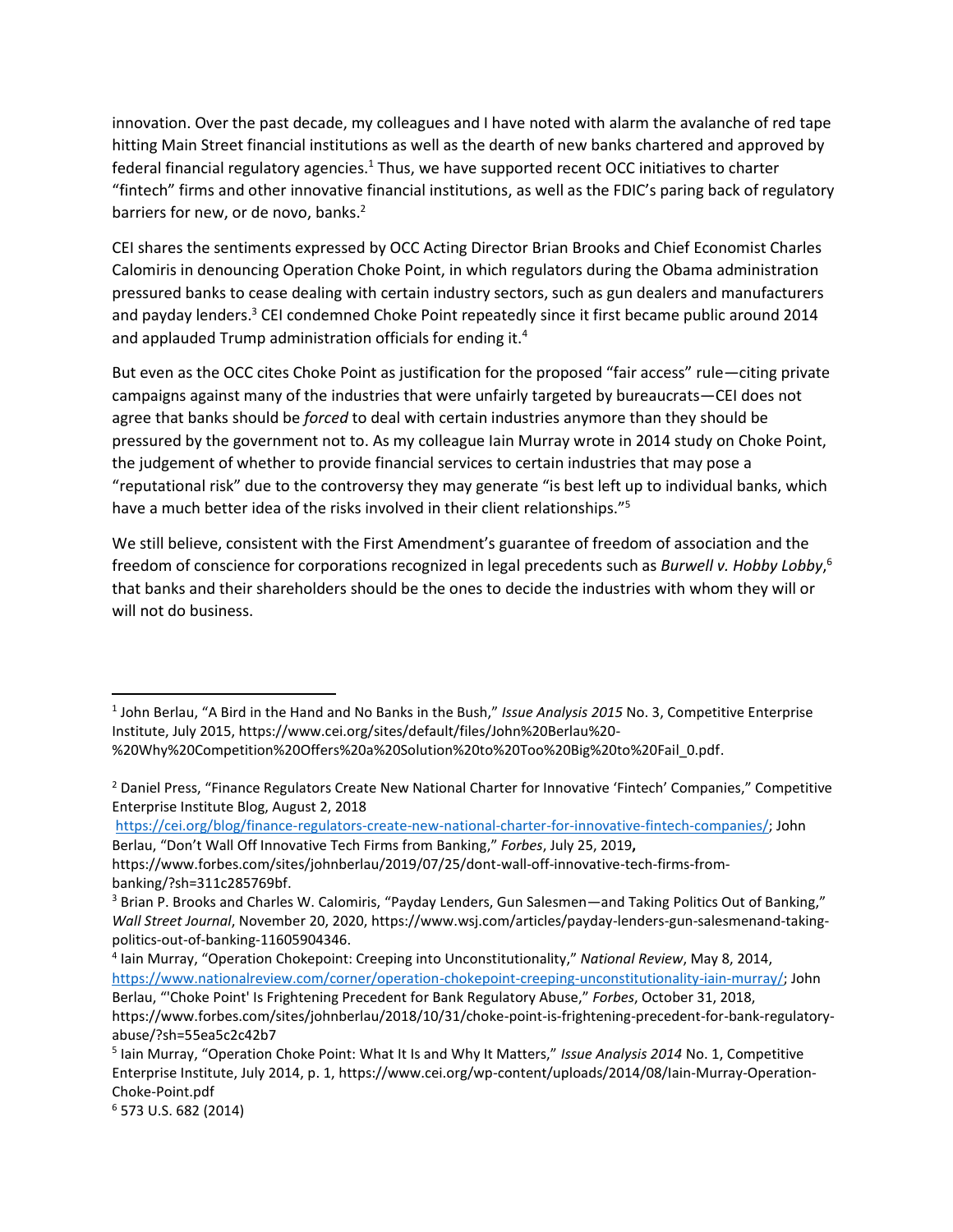innovation. Over the past decade, my colleagues and I have noted with alarm the avalanche of red tape hitting Main Street financial institutions as well as the dearth of new banks chartered and approved by federal financial regulatory agencies.[1] Thus, we have supported recent OCC initiatives to charter "fintech" firms and other innovative financial institutions, as well as the FDIC's paring back of regulatory barriers for new, or de novo, banks.[2]

CEI shares the sentiments expressed by OCC Acting Director Brian Brooks and Chief Economist Charles Calomiris in denouncing Operation Choke Point, in which regulators during the Obama administration pressured banks to cease dealing with certain industry sectors, such as gun dealers and manufacturers and payday lenders.[3] CEI condemned Choke Point repeatedly since it first became public around 2014 and applauded Trump administration officials for ending it.[4]

But even as the OCC cites Choke Point as justification for the proposed "fair access" rule—citing private campaigns against many of the industries that were unfairly targeted by bureaucrats—CEI does not agree that banks should be *forced* to deal with certain industries anymore than they should be pressured by the government not to. As my colleague Iain Murray wrote in 2014 study on Choke Point, the judgement of whether to provide financial services to certain industries that may pose a "reputational risk" due to the controversy they may generate "is best left up to individual banks, which have a much better idea of the risks involved in their client relationships."[5]

We still believe, consistent with the First Amendment's guarantee of freedom of association and the freedom of conscience for corporations recognized in legal precedents such as *Burwell v. Hobby Lobby*,[6] that banks and their shareholders should be the ones to decide the industries with whom they will or will not do business.

---

[1] John Berlau, "A Bird in the Hand and No Banks in the Bush," *Issue Analysis 2015* No. 3, Competitive Enterprise Institute, July 2015, https://www.cei.org/sites/default/files/John%20Berlau%20-%20Why%20Competition%20Offers%20a%20Solution%20to%20Too%20Big%20to%20Fail_0.pdf.

[2] Daniel Press, "Finance Regulators Create New National Charter for Innovative 'Fintech' Companies," Competitive Enterprise Institute Blog, August 2, 2018 https://cei.org/blog/finance-regulators-create-new-national-charter-for-innovative-fintech-companies/; John Berlau, "Don't Wall Off Innovative Tech Firms from Banking," *Forbes*, July 25, 2019, https://www.forbes.com/sites/johnberlau/2019/07/25/dont-wall-off-innovative-tech-firms-from-banking/?sh=311c285769bf.

[3] Brian P. Brooks and Charles W. Calomiris, "Payday Lenders, Gun Salesmen—and Taking Politics Out of Banking," *Wall Street Journal*, November 20, 2020, https://www.wsj.com/articles/payday-lenders-gun-salesmenand-taking-politics-out-of-banking-11605904346.

[4] Iain Murray, "Operation Chokepoint: Creeping into Unconstitutionality," *National Review*, May 8, 2014, https://www.nationalreview.com/corner/operation-chokepoint-creeping-unconstitutionality-iain-murray/; John Berlau, "'Choke Point' Is Frightening Precedent for Bank Regulatory Abuse," *Forbes*, October 31, 2018, https://www.forbes.com/sites/johnberlau/2018/10/31/choke-point-is-frightening-precedent-for-bank-regulatory-abuse/?sh=55ea5c2c42b7

[5] Iain Murray, "Operation Choke Point: What It Is and Why It Matters," *Issue Analysis 2014* No. 1, Competitive Enterprise Institute, July 2014, p. 1, https://www.cei.org/wp-content/uploads/2014/08/Iain-Murray-Operation-Choke-Point.pdf

[6] 573 U.S. 682 (2014)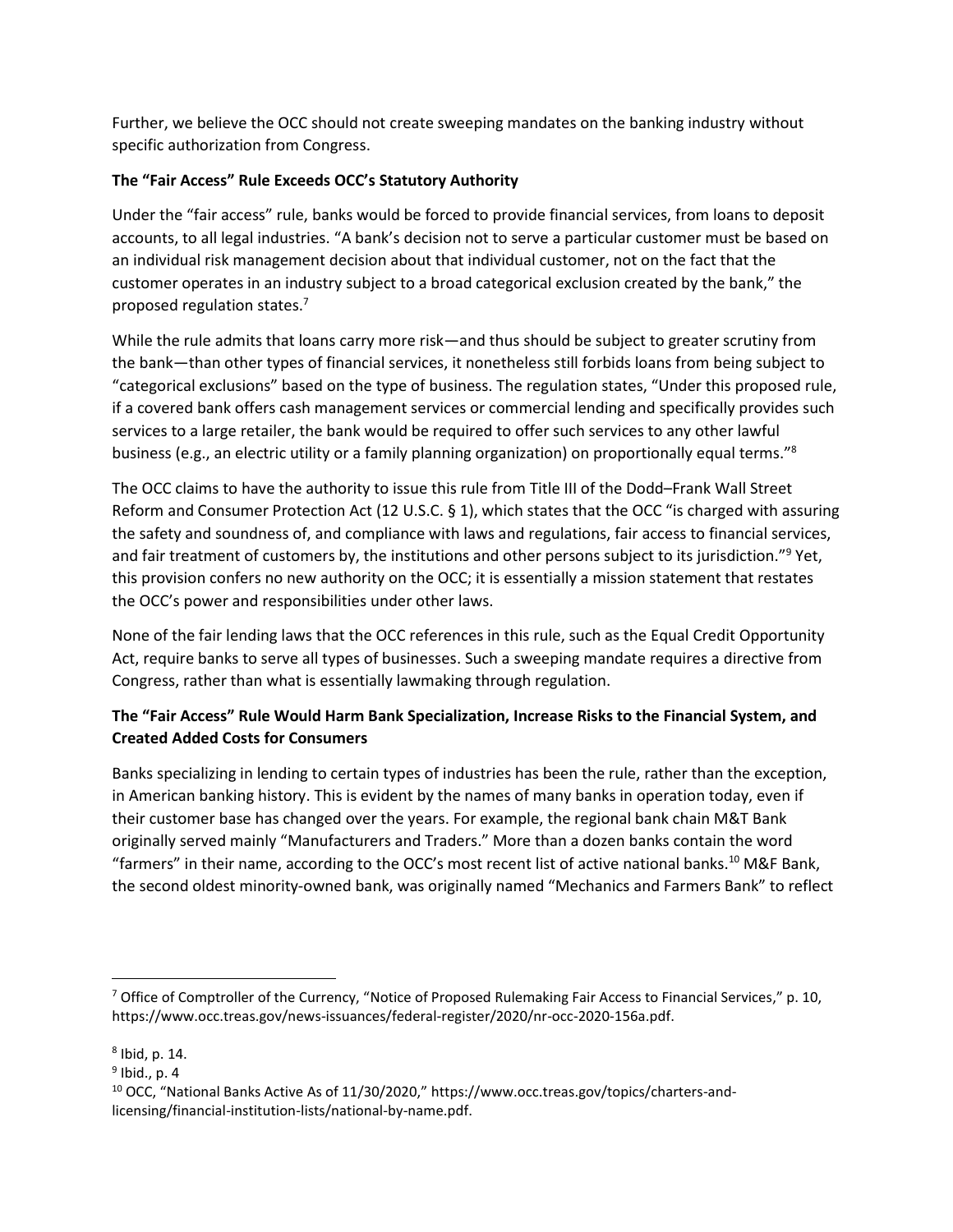Further, we believe the OCC should not create sweeping mandates on the banking industry without specific authorization from Congress.

**The "Fair Access" Rule Exceeds OCC's Statutory Authority**

Under the "fair access" rule, banks would be forced to provide financial services, from loans to deposit accounts, to all legal industries. "A bank's decision not to serve a particular customer must be based on an individual risk management decision about that individual customer, not on the fact that the customer operates in an industry subject to a broad categorical exclusion created by the bank," the proposed regulation states.[7]

While the rule admits that loans carry more risk—and thus should be subject to greater scrutiny from the bank—than other types of financial services, it nonetheless still forbids loans from being subject to "categorical exclusions" based on the type of business. The regulation states, "Under this proposed rule, if a covered bank offers cash management services or commercial lending and specifically provides such services to a large retailer, the bank would be required to offer such services to any other lawful business (e.g., an electric utility or a family planning organization) on proportionally equal terms."[8]

The OCC claims to have the authority to issue this rule from Title III of the Dodd–Frank Wall Street Reform and Consumer Protection Act (12 U.S.C. § 1), which states that the OCC "is charged with assuring the safety and soundness of, and compliance with laws and regulations, fair access to financial services, and fair treatment of customers by, the institutions and other persons subject to its jurisdiction."[9] Yet, this provision confers no new authority on the OCC; it is essentially a mission statement that restates the OCC's power and responsibilities under other laws.

None of the fair lending laws that the OCC references in this rule, such as the Equal Credit Opportunity Act, require banks to serve all types of businesses. Such a sweeping mandate requires a directive from Congress, rather than what is essentially lawmaking through regulation.

**The "Fair Access" Rule Would Harm Bank Specialization, Increase Risks to the Financial System, and Created Added Costs for Consumers**

Banks specializing in lending to certain types of industries has been the rule, rather than the exception, in American banking history. This is evident by the names of many banks in operation today, even if their customer base has changed over the years. For example, the regional bank chain M&T Bank originally served mainly "Manufacturers and Traders." More than a dozen banks contain the word "farmers" in their name, according to the OCC's most recent list of active national banks.[10] M&F Bank, the second oldest minority-owned bank, was originally named "Mechanics and Farmers Bank" to reflect

---

[7] Office of Comptroller of the Currency, "Notice of Proposed Rulemaking Fair Access to Financial Services," p. 10, https://www.occ.treas.gov/news-issuances/federal-register/2020/nr-occ-2020-156a.pdf.

[8] Ibid, p. 14.

[9] Ibid., p. 4

[10] OCC, "National Banks Active As of 11/30/2020," https://www.occ.treas.gov/topics/charters-and-licensing/financial-institution-lists/national-by-name.pdf.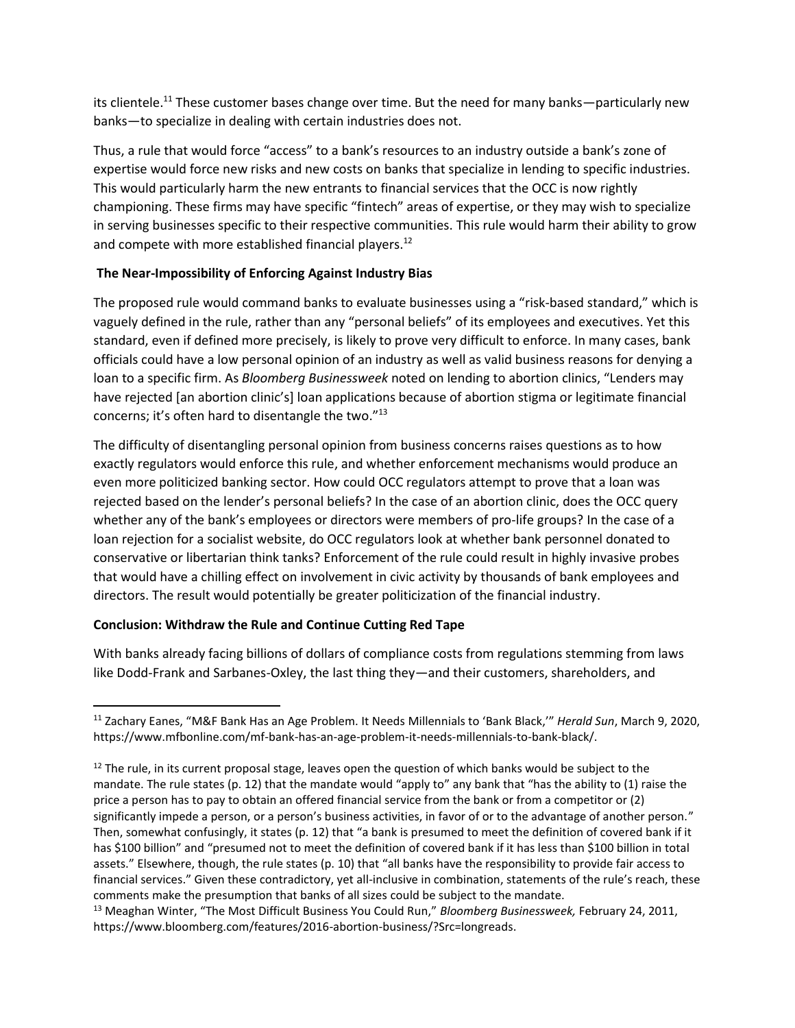its clientele.[11] These customer bases change over time. But the need for many banks—particularly new banks—to specialize in dealing with certain industries does not.

Thus, a rule that would force "access" to a bank's resources to an industry outside a bank's zone of expertise would force new risks and new costs on banks that specialize in lending to specific industries. This would particularly harm the new entrants to financial services that the OCC is now rightly championing. These firms may have specific "fintech" areas of expertise, or they may wish to specialize in serving businesses specific to their respective communities. This rule would harm their ability to grow and compete with more established financial players.[12]

**The Near-Impossibility of Enforcing Against Industry Bias**

The proposed rule would command banks to evaluate businesses using a "risk-based standard," which is vaguely defined in the rule, rather than any "personal beliefs" of its employees and executives. Yet this standard, even if defined more precisely, is likely to prove very difficult to enforce. In many cases, bank officials could have a low personal opinion of an industry as well as valid business reasons for denying a loan to a specific firm. As *Bloomberg Businessweek* noted on lending to abortion clinics, "Lenders may have rejected [an abortion clinic's] loan applications because of abortion stigma or legitimate financial concerns; it's often hard to disentangle the two."[13]

The difficulty of disentangling personal opinion from business concerns raises questions as to how exactly regulators would enforce this rule, and whether enforcement mechanisms would produce an even more politicized banking sector. How could OCC regulators attempt to prove that a loan was rejected based on the lender's personal beliefs? In the case of an abortion clinic, does the OCC query whether any of the bank's employees or directors were members of pro-life groups? In the case of a loan rejection for a socialist website, do OCC regulators look at whether bank personnel donated to conservative or libertarian think tanks? Enforcement of the rule could result in highly invasive probes that would have a chilling effect on involvement in civic activity by thousands of bank employees and directors. The result would potentially be greater politicization of the financial industry.

**Conclusion: Withdraw the Rule and Continue Cutting Red Tape**

With banks already facing billions of dollars of compliance costs from regulations stemming from laws like Dodd-Frank and Sarbanes-Oxley, the last thing they—and their customers, shareholders, and

---

[11] Zachary Eanes, "M&F Bank Has an Age Problem. It Needs Millennials to 'Bank Black,'" *Herald Sun*, March 9, 2020, https://www.mfbonline.com/mf-bank-has-an-age-problem-it-needs-millennials-to-bank-black/.

[12] The rule, in its current proposal stage, leaves open the question of which banks would be subject to the mandate. The rule states (p. 12) that the mandate would "apply to" any bank that "has the ability to (1) raise the price a person has to pay to obtain an offered financial service from the bank or from a competitor or (2) significantly impede a person, or a person's business activities, in favor of or to the advantage of another person." Then, somewhat confusingly, it states (p. 12) that "a bank is presumed to meet the definition of covered bank if it has $100 billion" and "presumed not to meet the definition of covered bank if it has less than $100 billion in total assets." Elsewhere, though, the rule states (p. 10) that "all banks have the responsibility to provide fair access to financial services." Given these contradictory, yet all-inclusive in combination, statements of the rule's reach, these comments make the presumption that banks of all sizes could be subject to the mandate.

[13] Meaghan Winter, "The Most Difficult Business You Could Run," *Bloomberg Businessweek,* February 24, 2011, https://www.bloomberg.com/features/2016-abortion-business/?Src=longreads.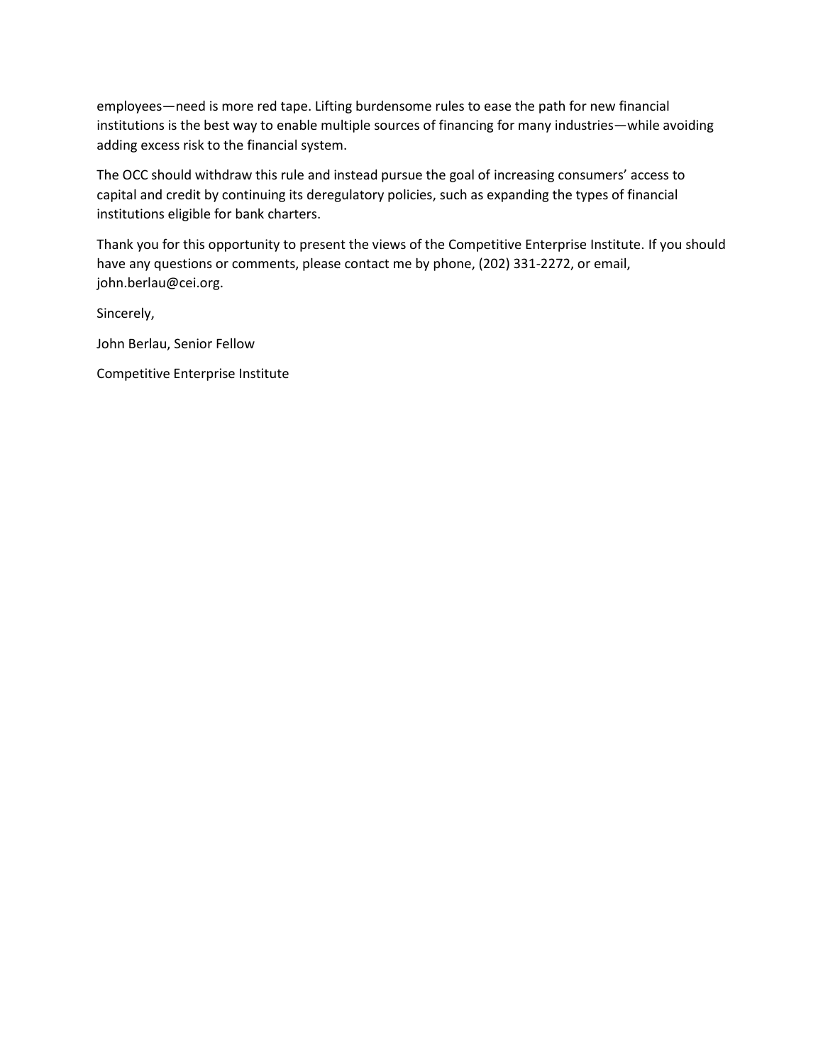employees—need is more red tape. Lifting burdensome rules to ease the path for new financial institutions is the best way to enable multiple sources of financing for many industries—while avoiding adding excess risk to the financial system.

The OCC should withdraw this rule and instead pursue the goal of increasing consumers' access to capital and credit by continuing its deregulatory policies, such as expanding the types of financial institutions eligible for bank charters.

Thank you for this opportunity to present the views of the Competitive Enterprise Institute. If you should have any questions or comments, please contact me by phone, (202) 331-2272, or email, john.berlau@cei.org.

Sincerely,

John Berlau, Senior Fellow

Competitive Enterprise Institute